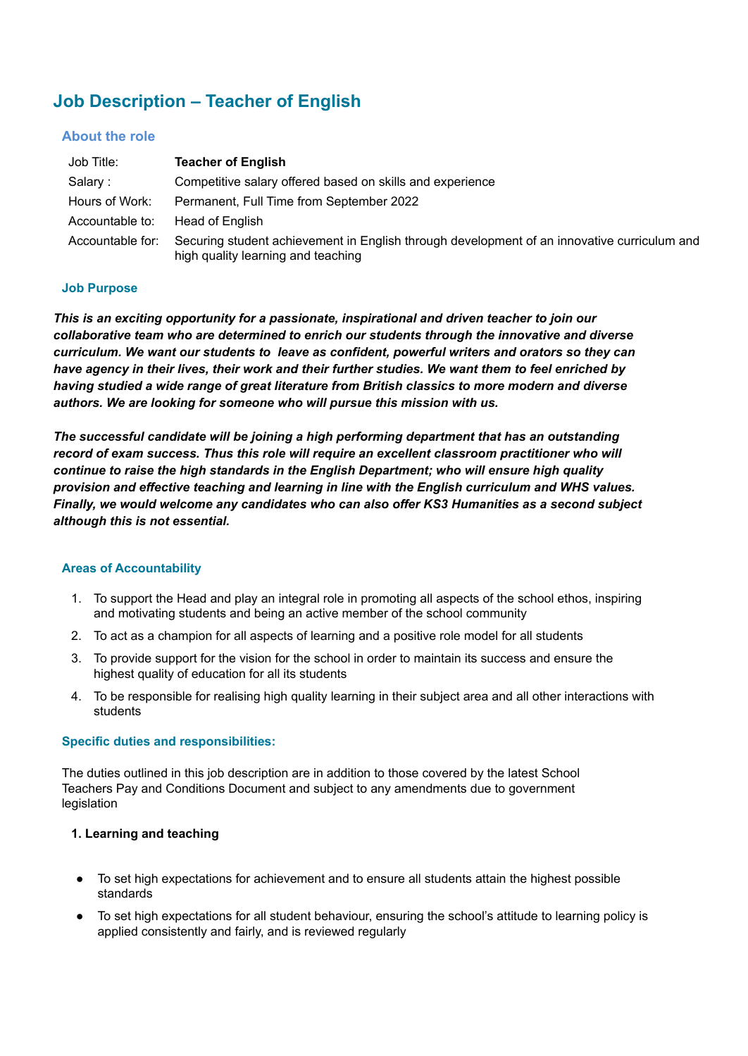# Job Description – Teacher of English

## About the role

| Job Title: | **Teacher of English** |
| --- | --- |
| Salary : | Competitive salary offered based on skills and experience |
| Hours of Work: | Permanent, Full Time from September 2022 |
| Accountable to: | Head of English |
| Accountable for: | Securing student achievement in English through development of an innovative curriculum and high quality learning and teaching |

### Job Purpose

***This is an exciting opportunity for a passionate, inspirational and driven teacher to join our collaborative team who are determined to enrich our students through the innovative and diverse curriculum. We want our students to leave as confident, powerful writers and orators so they can have agency in their lives, their work and their further studies. We want them to feel enriched by having studied a wide range of great literature from British classics to more modern and diverse authors. We are looking for someone who will pursue this mission with us.***

***The successful candidate will be joining a high performing department that has an outstanding record of exam success. Thus this role will require an excellent classroom practitioner who will continue to raise the high standards in the English Department; who will ensure high quality provision and effective teaching and learning in line with the English curriculum and WHS values. Finally, we would welcome any candidates who can also offer KS3 Humanities as a second subject although this is not essential.***

### Areas of Accountability

1. To support the Head and play an integral role in promoting all aspects of the school ethos, inspiring and motivating students and being an active member of the school community
2. To act as a champion for all aspects of learning and a positive role model for all students
3. To provide support for the vision for the school in order to maintain its success and ensure the highest quality of education for all its students
4. To be responsible for realising high quality learning in their subject area and all other interactions with students

### Specific duties and responsibilities:

The duties outlined in this job description are in addition to those covered by the latest School Teachers Pay and Conditions Document and subject to any amendments due to government legislation

**1. Learning and teaching**

- To set high expectations for achievement and to ensure all students attain the highest possible standards
- To set high expectations for all student behaviour, ensuring the school's attitude to learning policy is applied consistently and fairly, and is reviewed regularly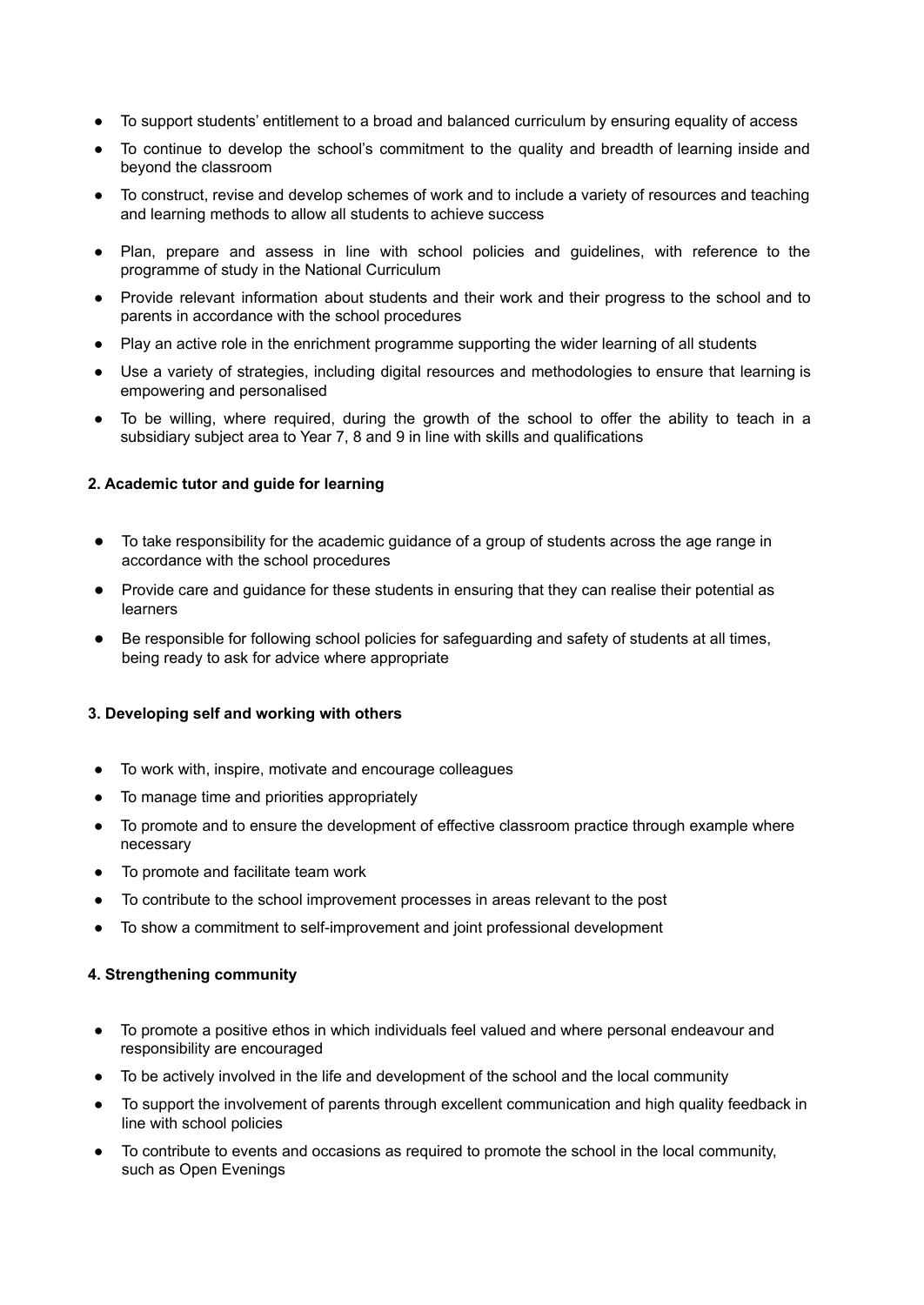- To support students' entitlement to a broad and balanced curriculum by ensuring equality of access
- To continue to develop the school's commitment to the quality and breadth of learning inside and beyond the classroom
- To construct, revise and develop schemes of work and to include a variety of resources and teaching and learning methods to allow all students to achieve success
- Plan, prepare and assess in line with school policies and guidelines, with reference to the programme of study in the National Curriculum
- Provide relevant information about students and their work and their progress to the school and to parents in accordance with the school procedures
- Play an active role in the enrichment programme supporting the wider learning of all students
- Use a variety of strategies, including digital resources and methodologies to ensure that learning is empowering and personalised
- To be willing, where required, during the growth of the school to offer the ability to teach in a subsidiary subject area to Year 7, 8 and 9 in line with skills and qualifications

**2. Academic tutor and guide for learning**

- To take responsibility for the academic guidance of a group of students across the age range in accordance with the school procedures
- Provide care and guidance for these students in ensuring that they can realise their potential as learners
- Be responsible for following school policies for safeguarding and safety of students at all times, being ready to ask for advice where appropriate

**3. Developing self and working with others**

- To work with, inspire, motivate and encourage colleagues
- To manage time and priorities appropriately
- To promote and to ensure the development of effective classroom practice through example where necessary
- To promote and facilitate team work
- To contribute to the school improvement processes in areas relevant to the post
- To show a commitment to self-improvement and joint professional development

**4. Strengthening community**

- To promote a positive ethos in which individuals feel valued and where personal endeavour and responsibility are encouraged
- To be actively involved in the life and development of the school and the local community
- To support the involvement of parents through excellent communication and high quality feedback in line with school policies
- To contribute to events and occasions as required to promote the school in the local community, such as Open Evenings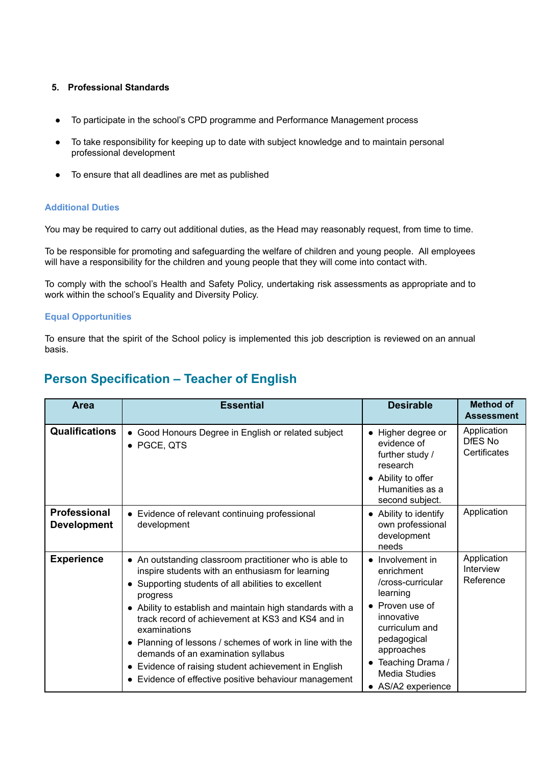**5. Professional Standards**

- To participate in the school's CPD programme and Performance Management process
- To take responsibility for keeping up to date with subject knowledge and to maintain personal professional development
- To ensure that all deadlines are met as published

### Additional Duties

You may be required to carry out additional duties, as the Head may reasonably request, from time to time.

To be responsible for promoting and safeguarding the welfare of children and young people. All employees will have a responsibility for the children and young people that they will come into contact with.

To comply with the school's Health and Safety Policy, undertaking risk assessments as appropriate and to work within the school's Equality and Diversity Policy.

### Equal Opportunities

To ensure that the spirit of the School policy is implemented this job description is reviewed on an annual basis.

## Person Specification – Teacher of English

| Area | Essential | Desirable | Method of Assessment |
|---|---|---|---|
| **Qualifications** | • Good Honours Degree in English or related subject<br>• PGCE, QTS | • Higher degree or evidence of further study / research<br>• Ability to offer Humanities as a second subject. | Application<br>DfES No<br>Certificates |
| **Professional Development** | • Evidence of relevant continuing professional development | • Ability to identify own professional development needs | Application |
| **Experience** | • An outstanding classroom practitioner who is able to inspire students with an enthusiasm for learning<br>• Supporting students of all abilities to excellent progress<br>• Ability to establish and maintain high standards with a track record of achievement at KS3 and KS4 and in examinations<br>• Planning of lessons / schemes of work in line with the demands of an examination syllabus<br>• Evidence of raising student achievement in English<br>• Evidence of effective positive behaviour management | • Involvement in enrichment /cross-curricular learning<br>• Proven use of innovative curriculum and pedagogical approaches<br>• Teaching Drama / Media Studies<br>• AS/A2 experience | Application<br>Interview<br>Reference |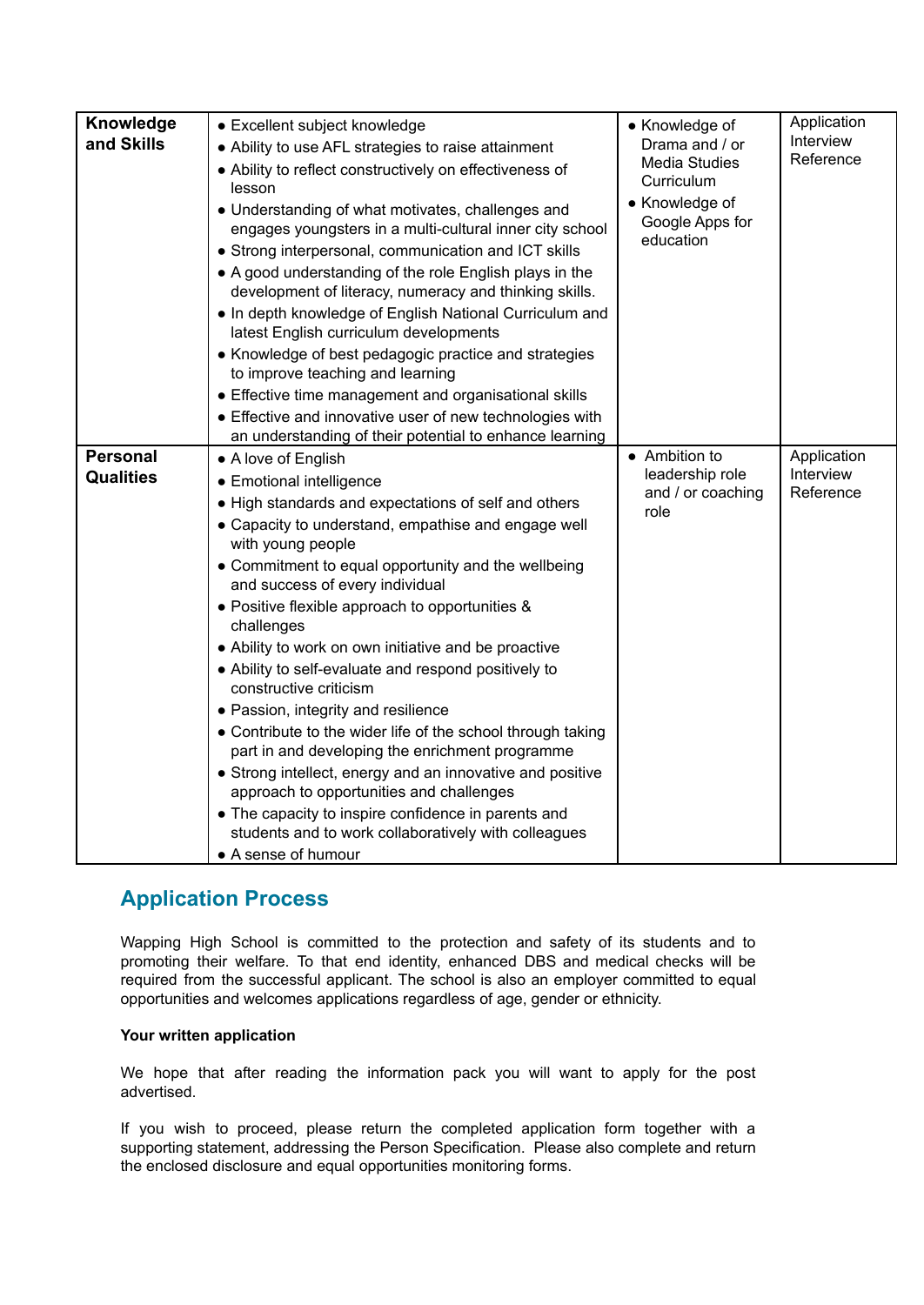| **Knowledge and Skills** | • Excellent subject knowledge<br>• Ability to use AFL strategies to raise attainment<br>• Ability to reflect constructively on effectiveness of lesson<br>• Understanding of what motivates, challenges and engages youngsters in a multi-cultural inner city school<br>• Strong interpersonal, communication and ICT skills<br>• A good understanding of the role English plays in the development of literacy, numeracy and thinking skills.<br>• In depth knowledge of English National Curriculum and latest English curriculum developments<br>• Knowledge of best pedagogic practice and strategies to improve teaching and learning<br>• Effective time management and organisational skills<br>• Effective and innovative user of new technologies with an understanding of their potential to enhance learning | • Knowledge of Drama and / or Media Studies Curriculum<br>• Knowledge of Google Apps for education | Application<br>Interview<br>Reference |
|---|---|---|---|
| **Personal Qualities** | • A love of English<br>• Emotional intelligence<br>• High standards and expectations of self and others<br>• Capacity to understand, empathise and engage well with young people<br>• Commitment to equal opportunity and the wellbeing and success of every individual<br>• Positive flexible approach to opportunities & challenges<br>• Ability to work on own initiative and be proactive<br>• Ability to self-evaluate and respond positively to constructive criticism<br>• Passion, integrity and resilience<br>• Contribute to the wider life of the school through taking part in and developing the enrichment programme<br>• Strong intellect, energy and an innovative and positive approach to opportunities and challenges<br>• The capacity to inspire confidence in parents and students and to work collaboratively with colleagues<br>• A sense of humour | • Ambition to leadership role and / or coaching role | Application<br>Interview<br>Reference |

## Application Process

Wapping High School is committed to the protection and safety of its students and to promoting their welfare. To that end identity, enhanced DBS and medical checks will be required from the successful applicant. The school is also an employer committed to equal opportunities and welcomes applications regardless of age, gender or ethnicity.

**Your written application**

We hope that after reading the information pack you will want to apply for the post advertised.

If you wish to proceed, please return the completed application form together with a supporting statement, addressing the Person Specification. Please also complete and return the enclosed disclosure and equal opportunities monitoring forms.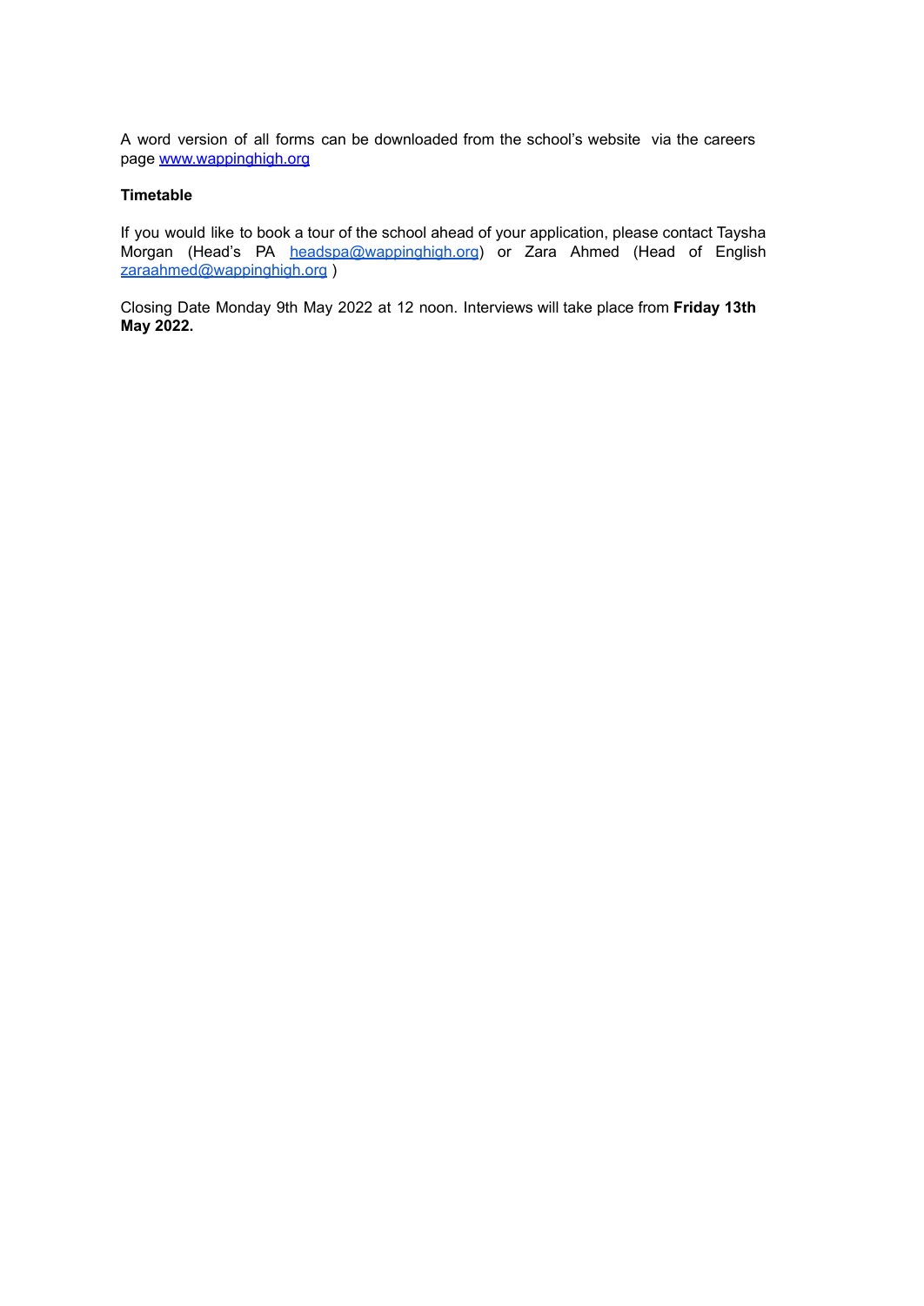A word version of all forms can be downloaded from the school's website via the careers page www.wappinghigh.org

**Timetable**

If you would like to book a tour of the school ahead of your application, please contact Taysha Morgan (Head's PA headspa@wappinghigh.org) or Zara Ahmed (Head of English zaraahmed@wappinghigh.org )

Closing Date Monday 9th May 2022 at 12 noon. Interviews will take place from **Friday 13th May 2022.**